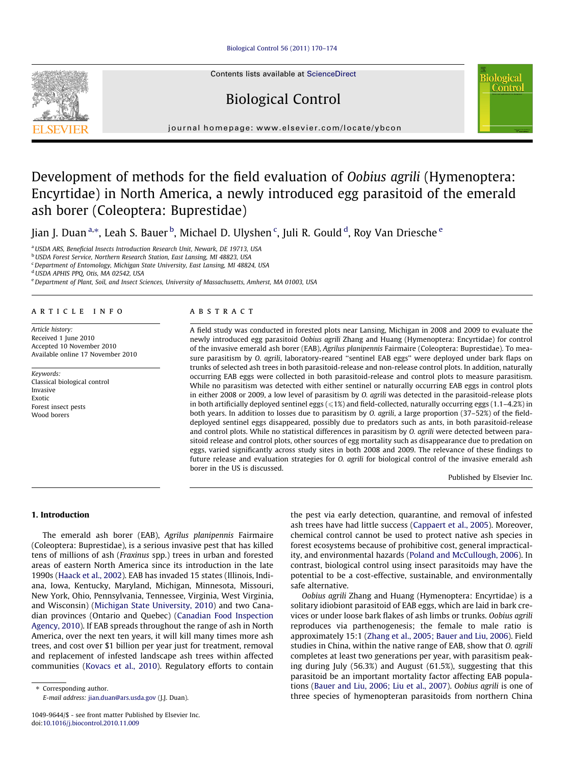# Development of methods for the field evaluation of *Oobius agrili* (Hymenoptera: Encyrtidae) in North America, a newly introduced egg parasitoid of the emerald ash borer (Coleoptera: Buprestidae)

Jian J. Duan [a,*], Leah S. Bauer [b], Michael D. Ulyshen [c], Juli R. Gould [d], Roy Van Driesche [e]

[a] USDA ARS, Beneficial Insects Introduction Research Unit, Newark, DE 19713, USA
[b] USDA Forest Service, Northern Research Station, East Lansing, MI 48823, USA
[c] Department of Entomology, Michigan State University, East Lansing, MI 48824, USA
[d] USDA APHIS PPQ, Otis, MA 02542, USA
[e] Department of Plant, Soil, and Insect Sciences, University of Massachusetts, Amherst, MA 01003, USA

## ARTICLE INFO

*Article history:*
Received 1 June 2010
Accepted 10 November 2010
Available online 17 November 2010

*Keywords:*
Classical biological control
Invasive
Exotic
Forest insect pests
Wood borers

## ABSTRACT

A field study was conducted in forested plots near Lansing, Michigan in 2008 and 2009 to evaluate the newly introduced egg parasitoid *Oobius agrili* Zhang and Huang (Hymenoptera: Encyrtidae) for control of the invasive emerald ash borer (EAB), *Agrilus planipennis* Fairmaire (Coleoptera: Buprestidae). To measure parasitism by *O. agrili*, laboratory-reared "sentinel EAB eggs" were deployed under bark flaps on trunks of selected ash trees in both parasitoid-release and non-release control plots. In addition, naturally occurring EAB eggs were collected in both parasitoid-release and control plots to measure parasitism. While no parasitism was detected with either sentinel or naturally occurring EAB eggs in control plots in either 2008 or 2009, a low level of parasitism by *O. agrili* was detected in the parasitoid-release plots in both artificially deployed sentinel eggs (⩽1%) and field-collected, naturally occurring eggs (1.1–4.2%) in both years. In addition to losses due to parasitism by *O. agrili*, a large proportion (37–52%) of the field-deployed sentinel eggs disappeared, possibly due to predators such as ants, in both parasitoid-release and control plots. While no statistical differences in parasitism by *O. agrili* were detected between parasitoid release and control plots, other sources of egg mortality such as disappearance due to predation on eggs, varied significantly across study sites in both 2008 and 2009. The relevance of these findings to future release and evaluation strategies for *O. agrili* for biological control of the invasive emerald ash borer in the US is discussed.

Published by Elsevier Inc.

## 1. Introduction

The emerald ash borer (EAB), *Agrilus planipennis* Fairmaire (Coleoptera: Buprestidae), is a serious invasive pest that has killed tens of millions of ash (*Fraxinus* spp.) trees in urban and forested areas of eastern North America since its introduction in the late 1990s (Haack et al., 2002). EAB has invaded 15 states (Illinois, Indiana, Iowa, Kentucky, Maryland, Michigan, Minnesota, Missouri, New York, Ohio, Pennsylvania, Tennessee, Virginia, West Virginia, and Wisconsin) (Michigan State University, 2010) and two Canadian provinces (Ontario and Quebec) (Canadian Food Inspection Agency, 2010). If EAB spreads throughout the range of ash in North America, over the next ten years, it will kill many times more ash trees, and cost over $1 billion per year just for treatment, removal and replacement of infested landscape ash trees within affected communities (Kovacs et al., 2010). Regulatory efforts to contain the pest via early detection, quarantine, and removal of infested ash trees have had little success (Cappaert et al., 2005). Moreover, chemical control cannot be used to protect native ash species in forest ecosystems because of prohibitive cost, general impracticality, and environmental hazards (Poland and McCullough, 2006). In contrast, biological control using insect parasitoids may have the potential to be a cost-effective, sustainable, and environmentally safe alternative.

*Oobius agrili* Zhang and Huang (Hymenoptera: Encyrtidae) is a solitary idiobiont parasitoid of EAB eggs, which are laid in bark crevices or under loose bark flakes of ash limbs or trunks. *Oobius agrili* reproduces via parthenogenesis; the female to male ratio is approximately 15:1 (Zhang et al., 2005; Bauer and Liu, 2006). Field studies in China, within the native range of EAB, show that *O. agrili* completes at least two generations per year, with parasitism peaking during July (56.3%) and August (61.5%), suggesting that this parasitoid be an important mortality factor affecting EAB populations (Bauer and Liu, 2006; Liu et al., 2007). *Oobius agrili* is one of three species of hymenopteran parasitoids from northern China

* Corresponding author.
E-mail address: jian.duan@ars.usda.gov (J.J. Duan).

1049-9644/$ - see front matter Published by Elsevier Inc.
doi:10.1016/j.biocontrol.2010.11.009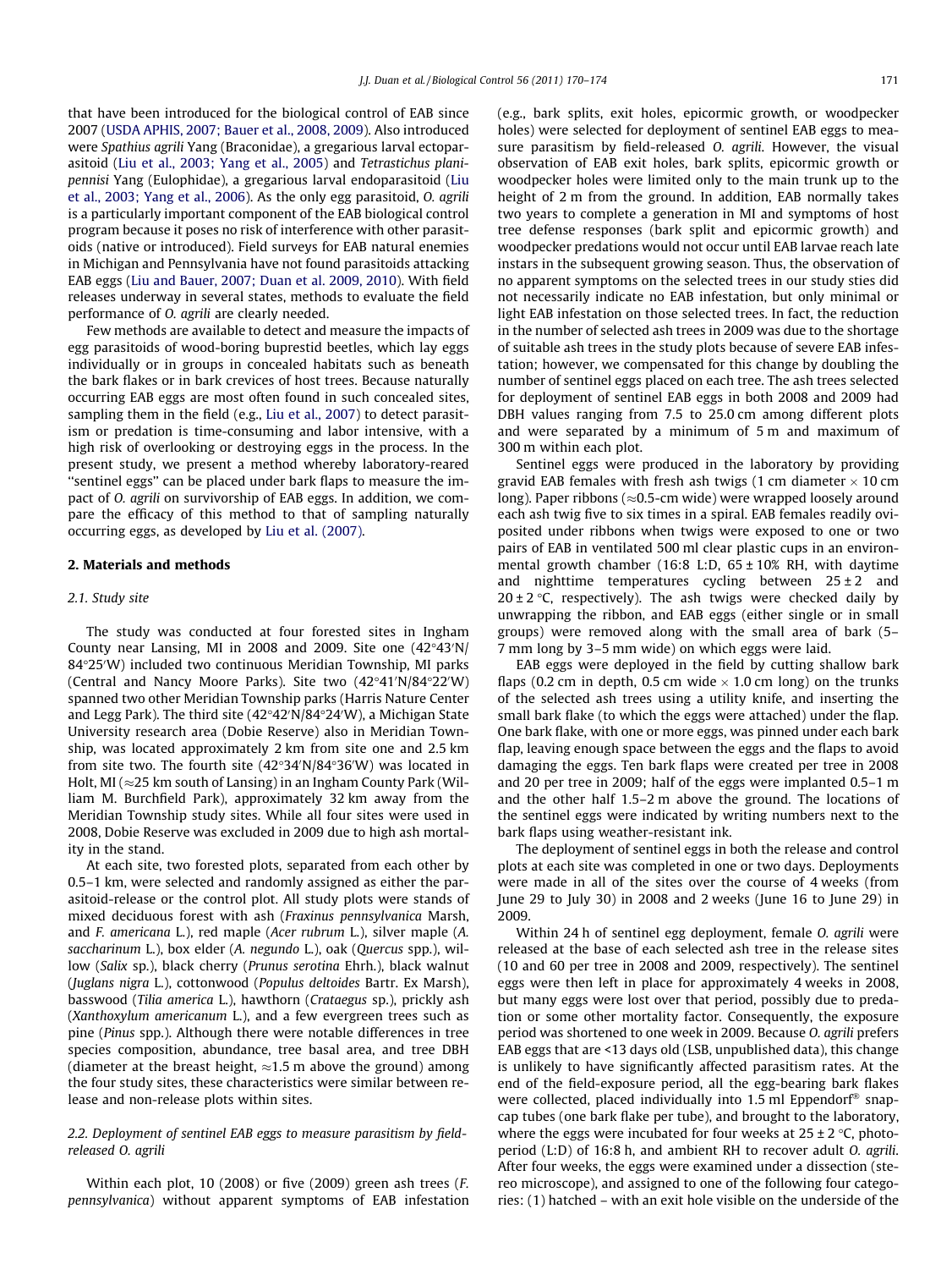that have been introduced for the biological control of EAB since 2007 (USDA APHIS, 2007; Bauer et al., 2008, 2009). Also introduced were *Spathius agrili* Yang (Braconidae), a gregarious larval ectoparasitoid (Liu et al., 2003; Yang et al., 2005) and *Tetrastichus planipennisi* Yang (Eulophidae), a gregarious larval endoparasitoid (Liu et al., 2003; Yang et al., 2006). As the only egg parasitoid, *O. agrili* is a particularly important component of the EAB biological control program because it poses no risk of interference with other parasitoids (native or introduced). Field surveys for EAB natural enemies in Michigan and Pennsylvania have not found parasitoids attacking EAB eggs (Liu and Bauer, 2007; Duan et al. 2009, 2010). With field releases underway in several states, methods to evaluate the field performance of *O. agrili* are clearly needed.

Few methods are available to detect and measure the impacts of egg parasitoids of wood-boring buprestid beetles, which lay eggs individually or in groups in concealed habitats such as beneath the bark flakes or in bark crevices of host trees. Because naturally occurring EAB eggs are most often found in such concealed sites, sampling them in the field (e.g., Liu et al., 2007) to detect parasitism or predation is time-consuming and labor intensive, with a high risk of overlooking or destroying eggs in the process. In the present study, we present a method whereby laboratory-reared "sentinel eggs" can be placed under bark flaps to measure the impact of *O. agrili* on survivorship of EAB eggs. In addition, we compare the efficacy of this method to that of sampling naturally occurring eggs, as developed by Liu et al. (2007).

## 2. Materials and methods

### 2.1. Study site

The study was conducted at four forested sites in Ingham County near Lansing, MI in 2008 and 2009. Site one (42°43′N/84°25′W) included two continuous Meridian Township, MI parks (Central and Nancy Moore Parks). Site two (42°41′N/84°22′W) spanned two other Meridian Township parks (Harris Nature Center and Legg Park). The third site (42°42′N/84°24′W), a Michigan State University research area (Dobie Reserve) also in Meridian Township, was located approximately 2 km from site one and 2.5 km from site two. The fourth site (42°34′N/84°36′W) was located in Holt, MI (≈25 km south of Lansing) in an Ingham County Park (William M. Burchfield Park), approximately 32 km away from the Meridian Township study sites. While all four sites were used in 2008, Dobie Reserve was excluded in 2009 due to high ash mortality in the stand.

At each site, two forested plots, separated from each other by 0.5–1 km, were selected and randomly assigned as either the parasitoid-release or the control plot. All study plots were stands of mixed deciduous forest with ash (*Fraxinus pennsylvanica* Marsh, and *F. americana* L.), red maple (*Acer rubrum* L.), silver maple (*A. saccharinum* L.), box elder (*A. negundo* L.), oak (*Quercus* spp.), willow (*Salix* sp.), black cherry (*Prunus serotina* Ehrh.), black walnut (*Juglans nigra* L.), cottonwood (*Populus deltoides* Bartr. Ex Marsh), basswood (*Tilia america* L.), hawthorn (*Crataegus* sp.), prickly ash (*Xanthoxylum americanum* L.), and a few evergreen trees such as pine (*Pinus* spp.). Although there were notable differences in tree species composition, abundance, tree basal area, and tree DBH (diameter at the breast height, ≈1.5 m above the ground) among the four study sites, these characteristics were similar between release and non-release plots within sites.

### 2.2. Deployment of sentinel EAB eggs to measure parasitism by field-released O. agrili

Within each plot, 10 (2008) or five (2009) green ash trees (*F. pennsylvanica*) without apparent symptoms of EAB infestation (e.g., bark splits, exit holes, epicormic growth, or woodpecker holes) were selected for deployment of sentinel EAB eggs to measure parasitism by field-released *O. agrili*. However, the visual observation of EAB exit holes, bark splits, epicormic growth or woodpecker holes were limited only to the main trunk up to the height of 2 m from the ground. In addition, EAB normally takes two years to complete a generation in MI and symptoms of host tree defense responses (bark split and epicormic growth) and woodpecker predations would not occur until EAB larvae reach late instars in the subsequent growing season. Thus, the observation of no apparent symptoms on the selected trees in our study sties did not necessarily indicate no EAB infestation, but only minimal or light EAB infestation on those selected trees. In fact, the reduction in the number of selected ash trees in 2009 was due to the shortage of suitable ash trees in the study plots because of severe EAB infestation; however, we compensated for this change by doubling the number of sentinel eggs placed on each tree. The ash trees selected for deployment of sentinel EAB eggs in both 2008 and 2009 had DBH values ranging from 7.5 to 25.0 cm among different plots and were separated by a minimum of 5 m and maximum of 300 m within each plot.

Sentinel eggs were produced in the laboratory by providing gravid EAB females with fresh ash twigs (1 cm diameter × 10 cm long). Paper ribbons (≈0.5-cm wide) were wrapped loosely around each ash twig five to six times in a spiral. EAB females readily oviposited under ribbons when twigs were exposed to one or two pairs of EAB in ventilated 500 ml clear plastic cups in an environmental growth chamber (16:8 L:D, 65 ± 10% RH, with daytime and nighttime temperatures cycling between 25 ± 2 and 20 ± 2 °C, respectively). The ash twigs were checked daily by unwrapping the ribbon, and EAB eggs (either single or in small groups) were removed along with the small area of bark (5–7 mm long by 3–5 mm wide) on which eggs were laid.

EAB eggs were deployed in the field by cutting shallow bark flaps (0.2 cm in depth, 0.5 cm wide × 1.0 cm long) on the trunks of the selected ash trees using a utility knife, and inserting the small bark flake (to which the eggs were attached) under the flap. One bark flake, with one or more eggs, was pinned under each bark flap, leaving enough space between the eggs and the flaps to avoid damaging the eggs. Ten bark flaps were created per tree in 2008 and 20 per tree in 2009; half of the eggs were implanted 0.5–1 m and the other half 1.5–2 m above the ground. The locations of the sentinel eggs were indicated by writing numbers next to the bark flaps using weather-resistant ink.

The deployment of sentinel eggs in both the release and control plots at each site was completed in one or two days. Deployments were made in all of the sites over the course of 4 weeks (from June 29 to July 30) in 2008 and 2 weeks (June 16 to June 29) in 2009.

Within 24 h of sentinel egg deployment, female *O. agrili* were released at the base of each selected ash tree in the release sites (10 and 60 per tree in 2008 and 2009, respectively). The sentinel eggs were then left in place for approximately 4 weeks in 2008, but many eggs were lost over that period, possibly due to predation or some other mortality factor. Consequently, the exposure period was shortened to one week in 2009. Because *O. agrili* prefers EAB eggs that are <13 days old (LSB, unpublished data), this change is unlikely to have significantly affected parasitism rates. At the end of the field-exposure period, all the egg-bearing bark flakes were collected, placed individually into 1.5 ml Eppendorf® snap-cap tubes (one bark flake per tube), and brought to the laboratory, where the eggs were incubated for four weeks at 25 ± 2 °C, photoperiod (L:D) of 16:8 h, and ambient RH to recover adult *O. agrili*. After four weeks, the eggs were examined under a dissection (stereo microscope), and assigned to one of the following four categories: (1) hatched – with an exit hole visible on the underside of the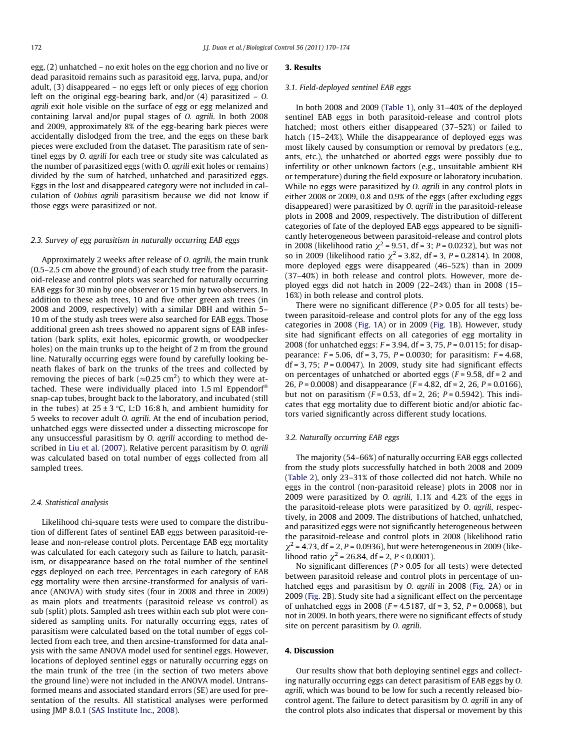egg, (2) unhatched – no exit holes on the egg chorion and no live or dead parasitoid remains such as parasitoid egg, larva, pupa, and/or adult, (3) disappeared – no eggs left or only pieces of egg chorion left on the original egg-bearing bark, and/or (4) parasitized – *O. agrili* exit hole visible on the surface of egg or egg melanized and containing larval and/or pupal stages of *O. agrili*. In both 2008 and 2009, approximately 8% of the egg-bearing bark pieces were accidentally dislodged from the tree, and the eggs on these bark pieces were excluded from the dataset. The parasitism rate of sentinel eggs by *O. agrili* for each tree or study site was calculated as the number of parasitized eggs (with *O. agrili* exit holes or remains) divided by the sum of hatched, unhatched and parasitized eggs. Eggs in the lost and disappeared category were not included in calculation of *Oobius agrili* parasitism because we did not know if those eggs were parasitized or not.

### 2.3. Survey of egg parasitism in naturally occurring EAB eggs

Approximately 2 weeks after release of *O. agrili*, the main trunk (0.5–2.5 cm above the ground) of each study tree from the parasitoid-release and control plots was searched for naturally occurring EAB eggs for 30 min by one observer or 15 min by two observers. In addition to these ash trees, 10 and five other green ash trees (in 2008 and 2009, respectively) with a similar DBH and within 5–10 m of the study ash trees were also searched for EAB eggs. Those additional green ash trees showed no apparent signs of EAB infestation (bark splits, exit holes, epicormic growth, or woodpecker holes) on the main trunks up to the height of 2 m from the ground line. Naturally occurring eggs were found by carefully looking beneath flakes of bark on the trunks of the trees and collected by removing the pieces of bark ($\approx$0.25 cm$^2$) to which they were attached. These were individually placed into 1.5 ml Eppendorf® snap-cap tubes, brought back to the laboratory, and incubated (still in the tubes) at 25 ± 3 °C, L:D 16:8 h, and ambient humidity for 5 weeks to recover adult *O. agrili*. At the end of incubation period, unhatched eggs were dissected under a dissecting microscope for any unsuccessful parasitism by *O. agrili* according to method described in Liu et al. (2007). Relative percent parasitism by *O. agrili* was calculated based on total number of eggs collected from all sampled trees.

### 2.4. Statistical analysis

Likelihood chi-square tests were used to compare the distribution of different fates of sentinel EAB eggs between parasitoid-release and non-release control plots. Percentage EAB egg mortality was calculated for each category such as failure to hatch, parasitism, or disappearance based on the total number of the sentinel eggs deployed on each tree. Percentages in each category of EAB egg mortality were then arcsine-transformed for analysis of variance (ANOVA) with study sites (four in 2008 and three in 2009) as main plots and treatments (parasitoid release vs control) as sub (split) plots. Sampled ash trees within each sub plot were considered as sampling units. For naturally occurring eggs, rates of parasitism were calculated based on the total number of eggs collected from each tree, and then arcsine-transformed for data analysis with the same ANOVA model used for sentinel eggs. However, locations of deployed sentinel eggs or naturally occurring eggs on the main trunk of the tree (in the section of two meters above the ground line) were not included in the ANOVA model. Untransformed means and associated standard errors (SE) are used for presentation of the results. All statistical analyses were performed using JMP 8.0.1 (SAS Institute Inc., 2008).

## 3. Results

### 3.1. Field-deployed sentinel EAB eggs

In both 2008 and 2009 (Table 1), only 31–40% of the deployed sentinel EAB eggs in both parasitoid-release and control plots hatched; most others either disappeared (37–52%) or failed to hatch (15–24%). While the disappearance of deployed eggs was most likely caused by consumption or removal by predators (e.g., ants, etc.), the unhatched or aborted eggs were possibly due to infertility or other unknown factors (e.g., unsuitable ambient RH or temperature) during the field exposure or laboratory incubation. While no eggs were parasitized by *O. agrili* in any control plots in either 2008 or 2009, 0.8 and 0.9% of the eggs (after excluding eggs disappeared) were parasitized by *O. agrili* in the parasitoid-release plots in 2008 and 2009, respectively. The distribution of different categories of fate of the deployed EAB eggs appeared to be significantly heterogeneous between parasitoid-release and control plots in 2008 (likelihood ratio $\chi^2 = 9.51$, df = 3; $P = 0.0232$), but was not so in 2009 (likelihood ratio $\chi^2 = 3.82$, df = 3, $P = 0.2814$). In 2008, more deployed eggs were disappeared (46–52%) than in 2009 (37–40%) in both release and control plots. However, more deployed eggs did not hatch in 2009 (22–24%) than in 2008 (15–16%) in both release and control plots.

There were no significant difference ($P > 0.05$ for all tests) between parasitoid-release and control plots for any of the egg loss categories in 2008 (Fig. 1A) or in 2009 (Fig. 1B). However, study site had significant effects on all categories of egg mortality in 2008 (for unhatched eggs: $F = 3.94$, df = 3, 75, $P = 0.0115$; for disappearance: $F = 5.06$, df = 3, 75, $P = 0.0030$; for parasitism: $F = 4.68$, df = 3, 75; $P = 0.0047$). In 2009, study site had significant effects on percentages of unhatched or aborted eggs ($F = 9.58$, df = 2 and 26, $P = 0.0008$) and disappearance ($F = 4.82$, df = 2, 26, $P = 0.0166$), but not on parasitism ($F = 0.53$, df = 2, 26; $P = 0.5942$). This indicates that egg mortality due to different biotic and/or abiotic factors varied significantly across different study locations.

### 3.2. Naturally occurring EAB eggs

The majority (54–66%) of naturally occurring EAB eggs collected from the study plots successfully hatched in both 2008 and 2009 (Table 2), only 23–31% of those collected did not hatch. While no eggs in the control (non-parasitoid release) plots in 2008 nor in 2009 were parasitized by *O. agrili*, 1.1% and 4.2% of the eggs in the parasitoid-release plots were parasitized by *O. agrili*, respectively, in 2008 and 2009. The distributions of hatched, unhatched, and parasitized eggs were not significantly heterogeneous between the parasitoid-release and control plots in 2008 (likelihood ratio $\chi^2 = 4.73$, df = 2, $P = 0.0936$), but were heterogeneous in 2009 (likelihood ratio $\chi^2 = 26.84$, df = 2, $P < 0.0001$).

No significant differences ($P > 0.05$ for all tests) were detected between parasitoid release and control plots in percentage of unhatched eggs and parasitism by *O. agrili* in 2008 (Fig. 2A) or in 2009 (Fig. 2B). Study site had a significant effect on the percentage of unhatched eggs in 2008 ($F = 4.5187$, df = 3, 52, $P = 0.0068$), but not in 2009. In both years, there were no significant effects of study site on percent parasitism by *O. agrili*.

## 4. Discussion

Our results show that both deploying sentinel eggs and collecting naturally occurring eggs can detect parasitism of EAB eggs by *O. agrili*, which was bound to be low for such a recently released biocontrol agent. The failure to detect parasitism by *O. agrili* in any of the control plots also indicates that dispersal or movement by this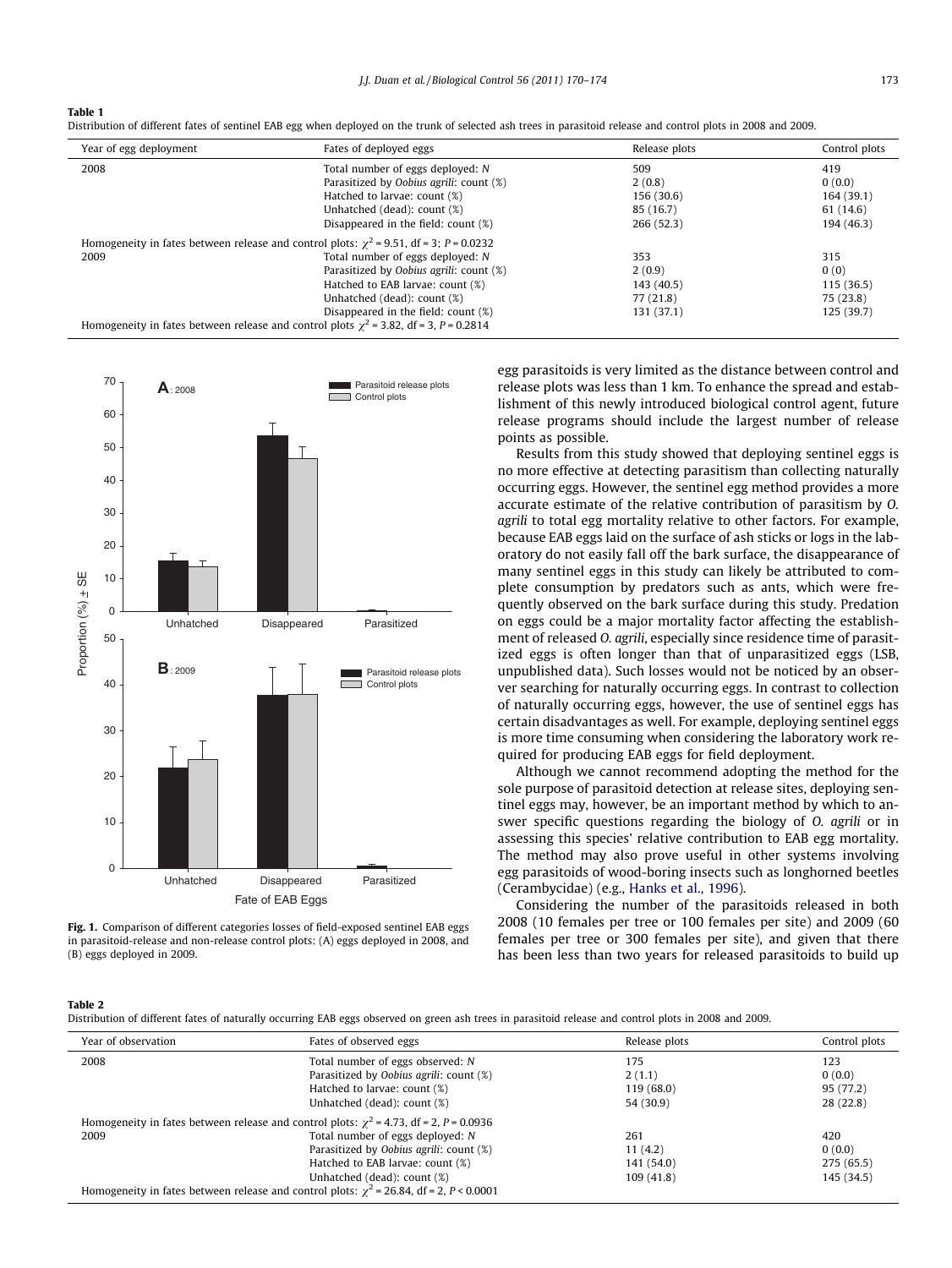**Table 1**

Distribution of different fates of sentinel EAB egg when deployed on the trunk of selected ash trees in parasitoid release and control plots in 2008 and 2009.

| Year of egg deployment | Fates of deployed eggs | Release plots | Control plots |
|---|---|---|---|
| 2008 | Total number of eggs deployed: N | 509 | 419 |
| | Parasitized by *Oobius agrili*: count (%) | 2 (0.8) | 0 (0.0) |
| | Hatched to larvae: count (%) | 156 (30.6) | 164 (39.1) |
| | Unhatched (dead): count (%) | 85 (16.7) | 61 (14.6) |
| | Disappeared in the field: count (%) | 266 (52.3) | 194 (46.3) |
| Homogeneity in fates between release and control plots: $\chi^2 = 9.51$, df = 3; $P = 0.0232$ | | | |
| 2009 | Total number of eggs deployed: N | 353 | 315 |
| | Parasitized by *Oobius agrili*: count (%) | 2 (0.9) | 0 (0) |
| | Hatched to EAB larvae: count (%) | 143 (40.5) | 115 (36.5) |
| | Unhatched (dead): count (%) | 77 (21.8) | 75 (23.8) |
| | Disappeared in the field: count (%) | 131 (37.1) | 125 (39.7) |
| Homogeneity in fates between release and control plots $\chi^2 = 3.82$, df = 3, $P = 0.2814$ | | | |

A: 2008

B: 2009

Parasitoid release plots

Control plots

Proportion (%) ± SE

Unhatched

Disappeared

Parasitized

Fate of EAB Eggs

**Fig. 1.** Comparison of different categories losses of field-exposed sentinel EAB eggs in parasitoid-release and non-release control plots: (A) eggs deployed in 2008, and (B) eggs deployed in 2009.

egg parasitoids is very limited as the distance between control and release plots was less than 1 km. To enhance the spread and establishment of this newly introduced biological control agent, future release programs should include the largest number of release points as possible.

Results from this study showed that deploying sentinel eggs is no more effective at detecting parasitism than collecting naturally occurring eggs. However, the sentinel egg method provides a more accurate estimate of the relative contribution of parasitism by *O. agrili* to total egg mortality relative to other factors. For example, because EAB eggs laid on the surface of ash sticks or logs in the laboratory do not easily fall off the bark surface, the disappearance of many sentinel eggs in this study can likely be attributed to complete consumption by predators such as ants, which were frequently observed on the bark surface during this study. Predation on eggs could be a major mortality factor affecting the establishment of released *O. agrili*, especially since residence time of parasitized eggs is often longer than that of unparasitized eggs (LSB, unpublished data). Such losses would not be noticed by an observer searching for naturally occurring eggs. In contrast to collection of naturally occurring eggs, however, the use of sentinel eggs has certain disadvantages as well. For example, deploying sentinel eggs is more time consuming when considering the laboratory work required for producing EAB eggs for field deployment.

Although we cannot recommend adopting the method for the sole purpose of parasitoid detection at release sites, deploying sentinel eggs may, however, be an important method by which to answer specific questions regarding the biology of *O. agrili* or in assessing this species' relative contribution to EAB egg mortality. The method may also prove useful in other systems involving egg parasitoids of wood-boring insects such as longhorned beetles (Cerambycidae) (e.g., Hanks et al., 1996).

Considering the number of the parasitoids released in both 2008 (10 females per tree or 100 females per site) and 2009 (60 females per tree or 300 females per site), and given that there has been less than two years for released parasitoids to build up

**Table 2**

Distribution of different fates of naturally occurring EAB eggs observed on green ash trees in parasitoid release and control plots in 2008 and 2009.

| Year of observation | Fates of observed eggs | Release plots | Control plots |
|---|---|---|---|
| 2008 | Total number of eggs observed: N | 175 | 123 |
| | Parasitized by *Oobius agrili*: count (%) | 2 (1.1) | 0 (0.0) |
| | Hatched to larvae: count (%) | 119 (68.0) | 95 (77.2) |
| | Unhatched (dead): count (%) | 54 (30.9) | 28 (22.8) |
| Homogeneity in fates between release and control plots: $\chi^2 = 4.73$, df = 2, $P = 0.0936$ | | | |
| 2009 | Total number of eggs deployed: N | 261 | 420 |
| | Parasitized by *Oobius agrili*: count (%) | 11 (4.2) | 0 (0.0) |
| | Hatched to EAB larvae: count (%) | 141 (54.0) | 275 (65.5) |
| | Unhatched (dead): count (%) | 109 (41.8) | 145 (34.5) |
| Homogeneity in fates between release and control plots: $\chi^2 = 26.84$, df = 2, $P < 0.0001$ | | | |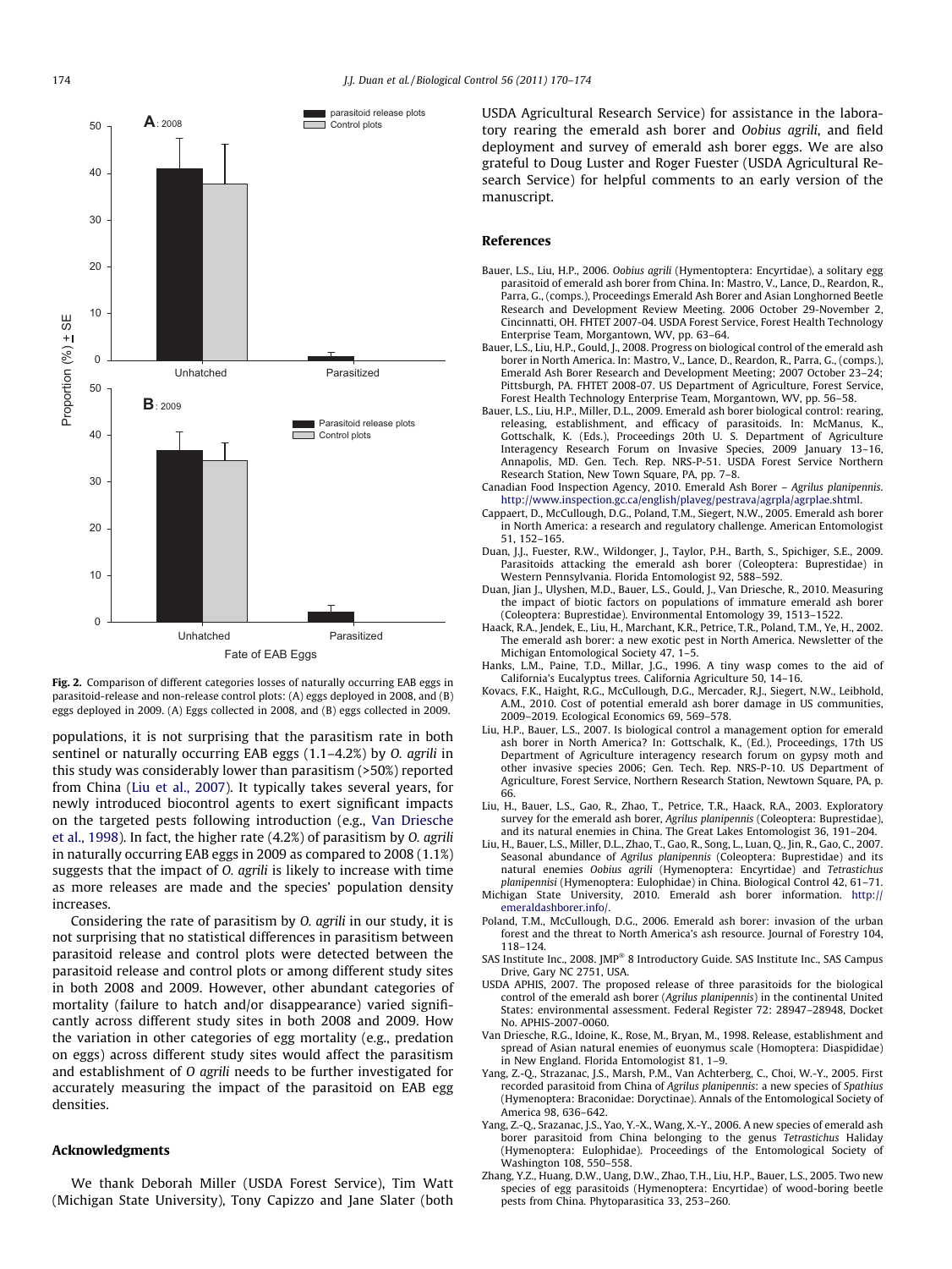A: 2008

parasitoid release plots

Control plots

Proportion (%) ± SE

50

40

30

20

10

0

Unhatched

Parasitized

B: 2009

Parasitoid release plots

Control plots

50

40

30

20

10

0

Unhatched

Parasitized

Fate of EAB Eggs

**Fig. 2.** Comparison of different categories losses of naturally occurring EAB eggs in parasitoid-release and non-release control plots: (A) eggs deployed in 2008, and (B) eggs deployed in 2009. (A) Eggs collected in 2008, and (B) eggs collected in 2009.

populations, it is not surprising that the parasitism rate in both sentinel or naturally occurring EAB eggs (1.1–4.2%) by *O. agrili* in this study was considerably lower than parasitism (>50%) reported from China (Liu et al., 2007). It typically takes several years, for newly introduced biocontrol agents to exert significant impacts on the targeted pests following introduction (e.g., Van Driesche et al., 1998). In fact, the higher rate (4.2%) of parasitism by *O. agrili* in naturally occurring EAB eggs in 2009 as compared to 2008 (1.1%) suggests that the impact of *O. agrili* is likely to increase with time as more releases are made and the species' population density increases.

Considering the rate of parasitism by *O. agrili* in our study, it is not surprising that no statistical differences in parasitism between parasitoid release and control plots were detected between the parasitoid release and control plots or among different study sites in both 2008 and 2009. However, other abundant categories of mortality (failure to hatch and/or disappearance) varied significantly across different study sites in both 2008 and 2009. How the variation in other categories of egg mortality (e.g., predation on eggs) across different study sites would affect the parasitism and establishment of *O agrili* needs to be further investigated for accurately measuring the impact of the parasitoid on EAB egg densities.

## Acknowledgments

We thank Deborah Miller (USDA Forest Service), Tim Watt (Michigan State University), Tony Capizzo and Jane Slater (both USDA Agricultural Research Service) for assistance in the laboratory rearing the emerald ash borer and *Oobius agrili*, and field deployment and survey of emerald ash borer eggs. We are also grateful to Doug Luster and Roger Fuester (USDA Agricultural Research Service) for helpful comments to an early version of the manuscript.

## References

Bauer, L.S., Liu, H.P., 2006. *Oobius agrili* (Hymentoptera: Encyrtidae), a solitary egg parasitoid of emerald ash borer from China. In: Mastro, V., Lance, D., Reardon, R., Parra, G., (comps.), Proceedings Emerald Ash Borer and Asian Longhorned Beetle Research and Development Review Meeting. 2006 October 29-November 2, Cincinnati, OH. FHTET 2007-04. USDA Forest Service, Forest Health Technology Enterprise Team, Morgantown, WV, pp. 63–64.

Bauer, L.S., Liu, H.P., Gould, J., 2008. Progress on biological control of the emerald ash borer in North America. In: Mastro, V., Lance, D., Reardon, R., Parra, G., (comps.), Emerald Ash Borer Research and Development Meeting; 2007 October 23–24; Pittsburgh, PA. FHTET 2008-07. US Department of Agriculture, Forest Service, Forest Health Technology Enterprise Team, Morgantown, WV, pp. 56–58.

Bauer, L.S., Liu, H.P., Miller, D.L., 2009. Emerald ash borer biological control: rearing, releasing, establishment, and efficacy of parasitoids. In: McManus, K., Gottschalk, K. (Eds.), Proceedings 20th U. S. Department of Agriculture Interagency Research Forum on Invasive Species, 2009 January 13–16, Annapolis, MD. Gen. Tech. Rep. NRS-P-51. USDA Forest Service Northern Research Station, New Town Square, PA, pp. 7–8.

Canadian Food Inspection Agency, 2010. Emerald Ash Borer – *Agrilus planipennis*. http://www.inspection.gc.ca/english/plaveg/pestrava/agrpla/agrplae.shtml.

Cappaert, D., McCullough, D.G., Poland, T.M., Siegert, N.W., 2005. Emerald ash borer in North America: a research and regulatory challenge. American Entomologist 51, 152–165.

Duan, J.J., Fuester, R.W., Wildonger, J., Taylor, P.H., Barth, S., Spichiger, S.E., 2009. Parasitoids attacking the emerald ash borer (Coleoptera: Buprestidae) in Western Pennsylvania. Florida Entomologist 92, 588–592.

Duan, Jian J., Ulyshen, M.D., Bauer, L.S., Gould, J., Van Driesche, R., 2010. Measuring the impact of biotic factors on populations of immature emerald ash borer (Coleoptera: Buprestidae). Environmental Entomology 39, 1513–1522.

Haack, R.A., Jendek, E., Liu, H., Marchant, K.R., Petrice, T.R., Poland, T.M., Ye, H., 2002. The emerald ash borer: a new exotic pest in North America. Newsletter of the Michigan Entomological Society 47, 1–5.

Hanks, L.M., Paine, T.D., Millar, J.G., 1996. A tiny wasp comes to the aid of California's Eucalyptus trees. California Agriculture 50, 14–16.

Kovacs, F.K., Haight, R.G., McCullough, D.G., Mercader, R.J., Siegert, N.W., Leibhold, A.M., 2010. Cost of potential emerald ash borer damage in US communities, 2009–2019. Ecological Economics 69, 569–578.

Liu, H.P., Bauer, L.S., 2007. Is biological control a management option for emerald ash borer in North America? In: Gottschalk, K., (Ed.), Proceedings, 17th US Department of Agriculture interagency research forum on gypsy moth and other invasive species 2006; Gen. Tech. Rep. NRS-P-10. US Department of Agriculture, Forest Service, Northern Research Station, Newtown Square, PA, p. 66.

Liu, H., Bauer, L.S., Gao, R., Zhao, T., Petrice, T.R., Haack, R.A., 2003. Exploratory survey for the emerald ash borer, *Agrilus planipennis* (Coleoptera: Buprestidae), and its natural enemies in China. The Great Lakes Entomologist 36, 191–204.

Liu, H., Bauer, L.S., Miller, D.L., Zhao, T., Gao, R., Song, L., Luan, Q., Jin, R., Gao, C., 2007. Seasonal abundance of *Agrilus planipennis* (Coleoptera: Buprestidae) and its natural enemies *Oobius agrili* (Hymenoptera: Encyrtidae) and *Tetrastichus planipennisi* (Hymenoptera: Eulophidae) in China. Biological Control 42, 61–71.

Michigan State University, 2010. Emerald ash borer information. http://emeraldashborer.info/.

Poland, T.M., McCullough, D.G., 2006. Emerald ash borer: invasion of the urban forest and the threat to North America's ash resource. Journal of Forestry 104, 118–124.

SAS Institute Inc., 2008. JMP® 8 Introductory Guide. SAS Institute Inc., SAS Campus Drive, Gary NC 2751, USA.

USDA APHIS, 2007. The proposed release of three parasitoids for the biological control of the emerald ash borer (*Agrilus planipennis*) in the continental United States: environmental assessment. Federal Register 72: 28947–28948, Docket No. APHIS-2007-0060.

Van Driesche, R.G., Idoine, K., Rose, M., Bryan, M., 1998. Release, establishment and spread of Asian natural enemies of euonymus scale (Homoptera: Diaspididae) in New England. Florida Entomologist 81, 1–9.

Yang, Z.-Q., Strazanac, J.S., Marsh, P.M., Van Achterberg, C., Choi, W.-Y., 2005. First recorded parasitoid from China of *Agrilus planipennis*: a new species of *Spathius* (Hymenoptera: Braconidae: Doryctinae). Annals of the Entomological Society of America 98, 636–642.

Yang, Z.-Q., Srazanac, J.S., Yao, Y.-X., Wang, X.-Y., 2006. A new species of emerald ash borer parasitoid from China belonging to the genus *Tetrastichus* Haliday (Hymenoptera: Eulophidae). Proceedings of the Entomological Society of Washington 108, 550–558.

Zhang, Y.Z., Huang, D.W., Uang, D.W., Zhao, T.H., Liu, H.P., Bauer, L.S., 2005. Two new species of egg parasitoids (Hymenoptera: Encyrtidae) of wood-boring beetle pests from China. Phytoparasitica 33, 253–260.